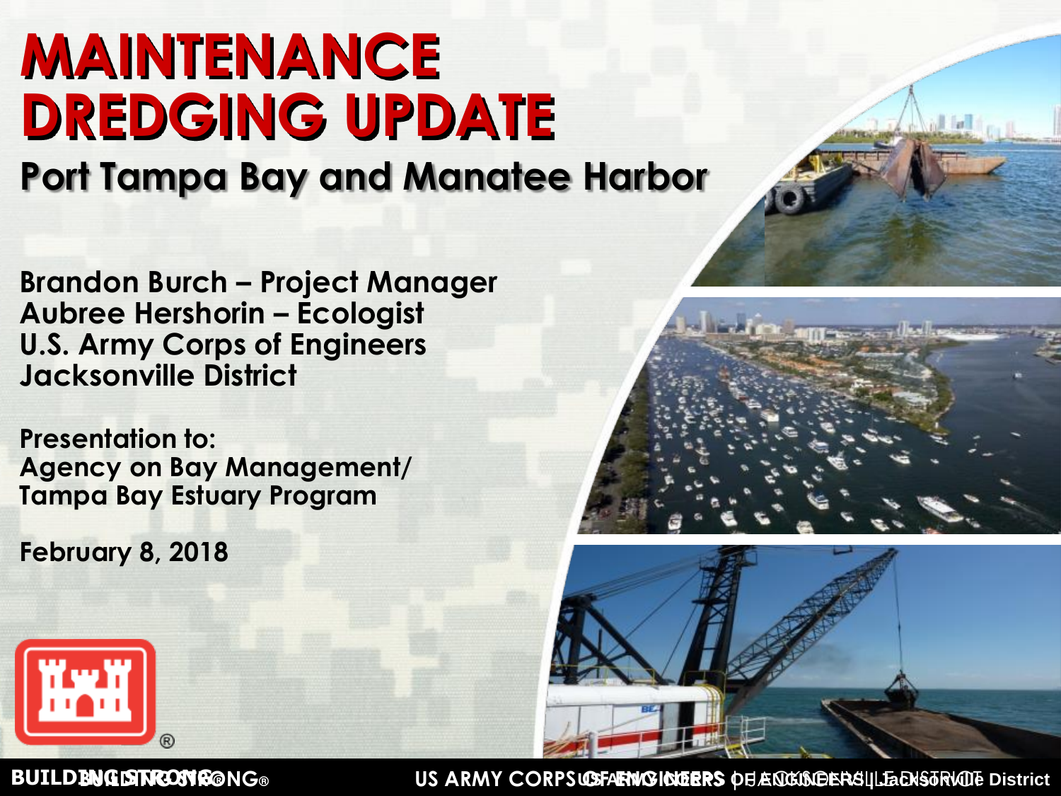# MAINTENANCE DREDGING UPDATE

## Port Tampa Bay and Manatee Harbor

**Brandon Burch – Project Manager**
**Aubree Hershorin – Ecologist**
**U.S. Army Corps of Engineers**
**Jacksonville District**

**Presentation to:**
**Agency on Bay Management/**
**Tampa Bay Estuary Program**

**February 8, 2018**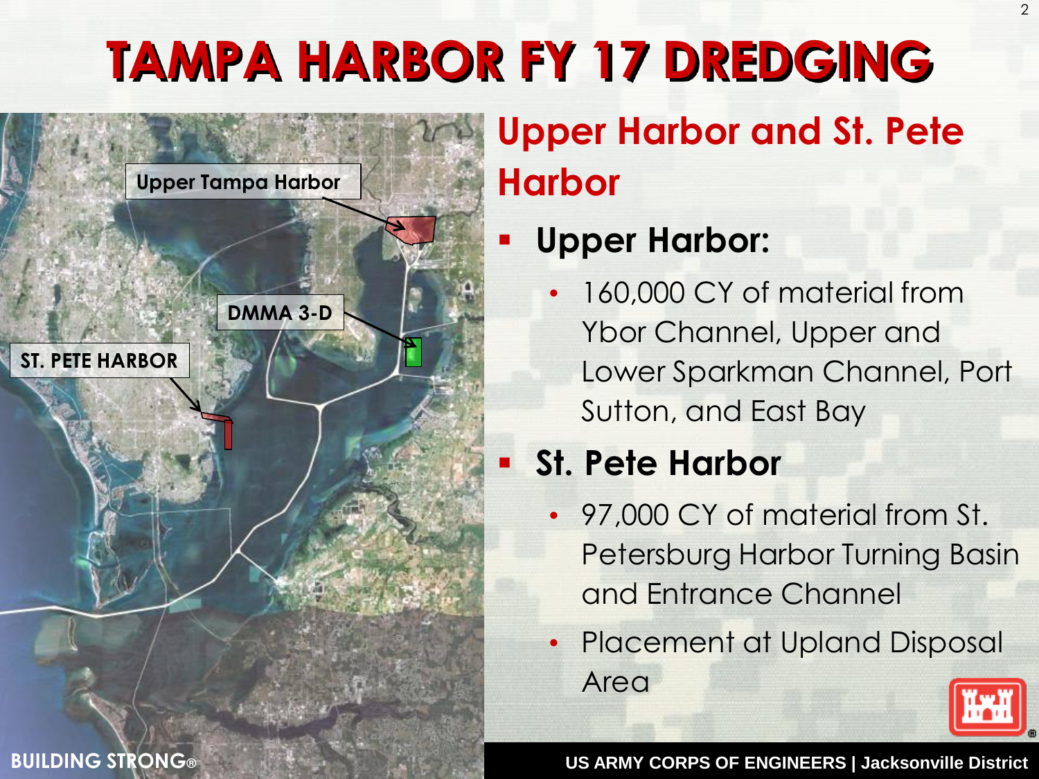# TAMPA HARBOR FY 17 DREDGING

Upper Tampa Harbor

DMMA 3-D

ST. PETE HARBOR

## Upper Harbor and St. Pete Harbor

- **Upper Harbor:**
  - 160,000 CY of material from Ybor Channel, Upper and Lower Sparkman Channel, Port Sutton, and East Bay
- **St. Pete Harbor**
  - 97,000 CY of material from St. Petersburg Harbor Turning Basin and Entrance Channel
  - Placement at Upland Disposal Area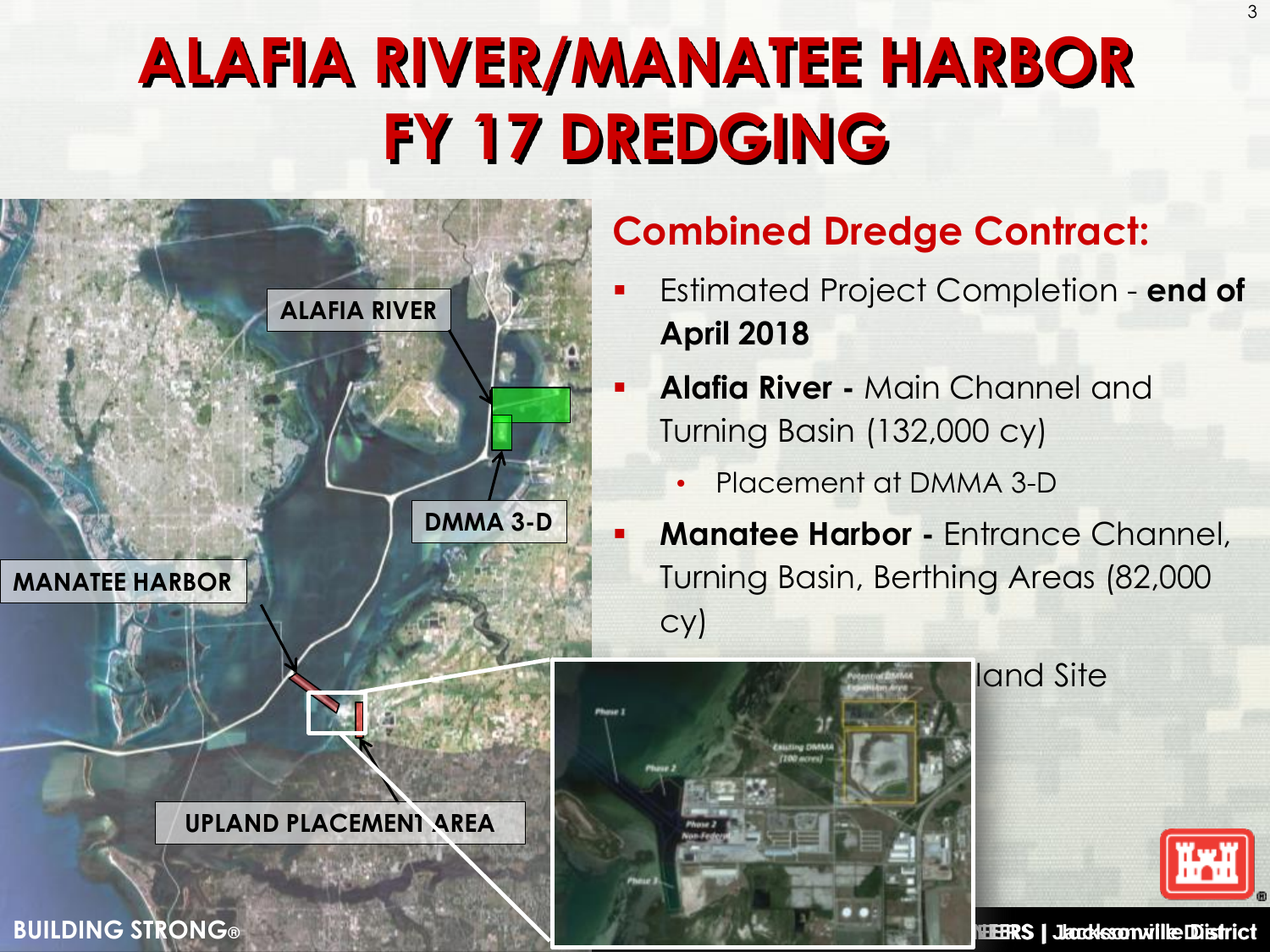# ALAFIA RIVER/MANATEE HARBOR FY 17 DREDGING

## Combined Dredge Contract:

- Estimated Project Completion - **end of April 2018**
- **Alafia River -** Main Channel and Turning Basin (132,000 cy)
  - Placement at DMMA 3-D
- **Manatee Harbor -** Entrance Channel, Turning Basin, Berthing Areas (82,000 cy)
  - land Site

ALAFIA RIVER

DMMA 3-D

MANATEE HARBOR

UPLAND PLACEMENT AREA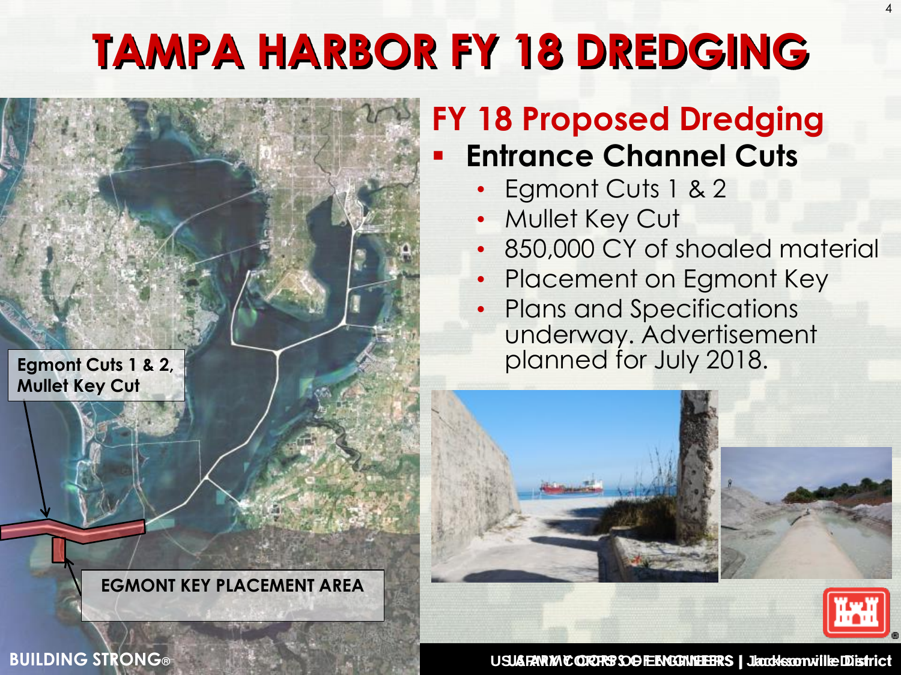# TAMPA HARBOR FY 18 DREDGING

Egmont Cuts 1 & 2, Mullet Key Cut

EGMONT KEY PLACEMENT AREA

## FY 18 Proposed Dredging

- **Entrance Channel Cuts**
  - Egmont Cuts 1 & 2
  - Mullet Key Cut
  - 850,000 CY of shoaled material
  - Placement on Egmont Key
  - Plans and Specifications underway. Advertisement planned for July 2018.

BUILDING STRONG®

US ARMY CORPS OF ENGINEERS | Jacksonville District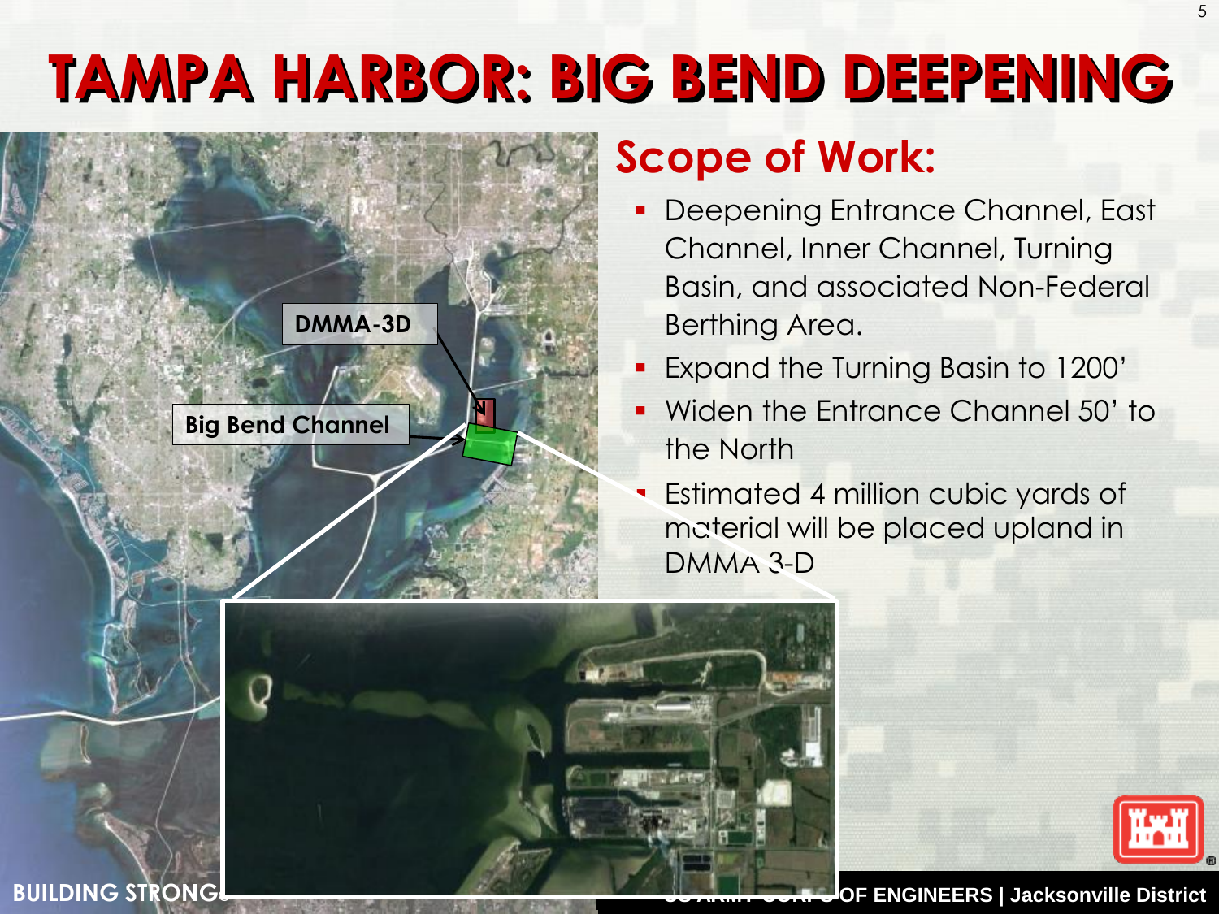# TAMPA HARBOR: BIG BEND DEEPENING

DMMA-3D

Big Bend Channel

## Scope of Work:

- Deepening Entrance Channel, East Channel, Inner Channel, Turning Basin, and associated Non-Federal Berthing Area.
- Expand the Turning Basin to 1200'
- Widen the Entrance Channel 50' to the North
- Estimated 4 million cubic yards of material will be placed upland in DMMA 3-D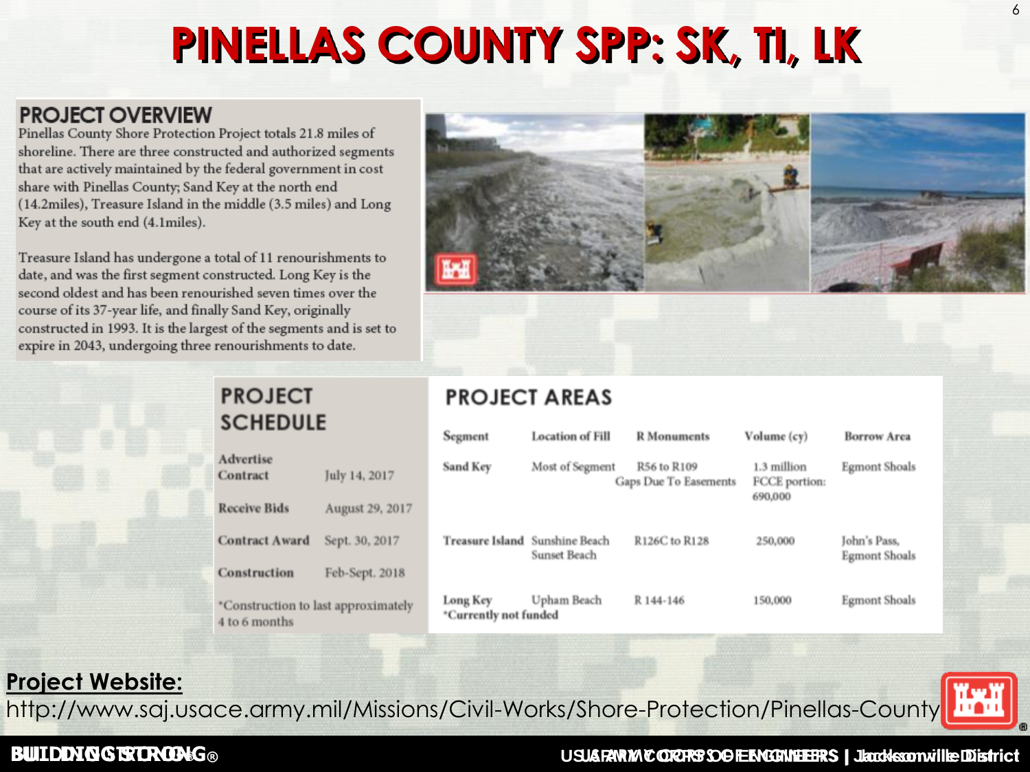# PINELLAS COUNTY SPP: SK, TI, LK

## PROJECT OVERVIEW

Pinellas County Shore Protection Project totals 21.8 miles of shoreline. There are three constructed and authorized segments that are actively maintained by the federal government in cost share with Pinellas County; Sand Key at the north end (14.2miles), Treasure Island in the middle (3.5 miles) and Long Key at the south end (4.1miles).

Treasure Island has undergone a total of 11 renourishments to date, and was the first segment constructed. Long Key is the second oldest and has been renourished seven times over the course of its 37-year life, and finally Sand Key, originally constructed in 1993. It is the largest of the segments and is set to expire in 2043, undergoing three renourishments to date.

## PROJECT SCHEDULE

| | |
|---|---|
| **Advertise Contract** | July 14, 2017 |
| **Receive Bids** | August 29, 2017 |
| **Contract Award** | Sept. 30, 2017 |
| **Construction** | Feb-Sept. 2018 |

*Construction to last approximately 4 to 6 months

## PROJECT AREAS

| Segment | Location of Fill | R Monuments | Volume (cy) | Borrow Area |
|---|---|---|---|---|
| Sand Key | Most of Segment | R56 to R109 Gaps Due To Easements | 1.3 million FCCE portion: 690,000 | Egmont Shoals |
| Treasure Island | Sunshine Beach Sunset Beach | R126C to R128 | 250,000 | John's Pass, Egmont Shoals |
| Long Key *Currently not funded | Upham Beach | R 144-146 | 150,000 | Egmont Shoals |

**Project Website:**
http://www.saj.usace.army.mil/Missions/Civil-Works/Shore-Protection/Pinellas-County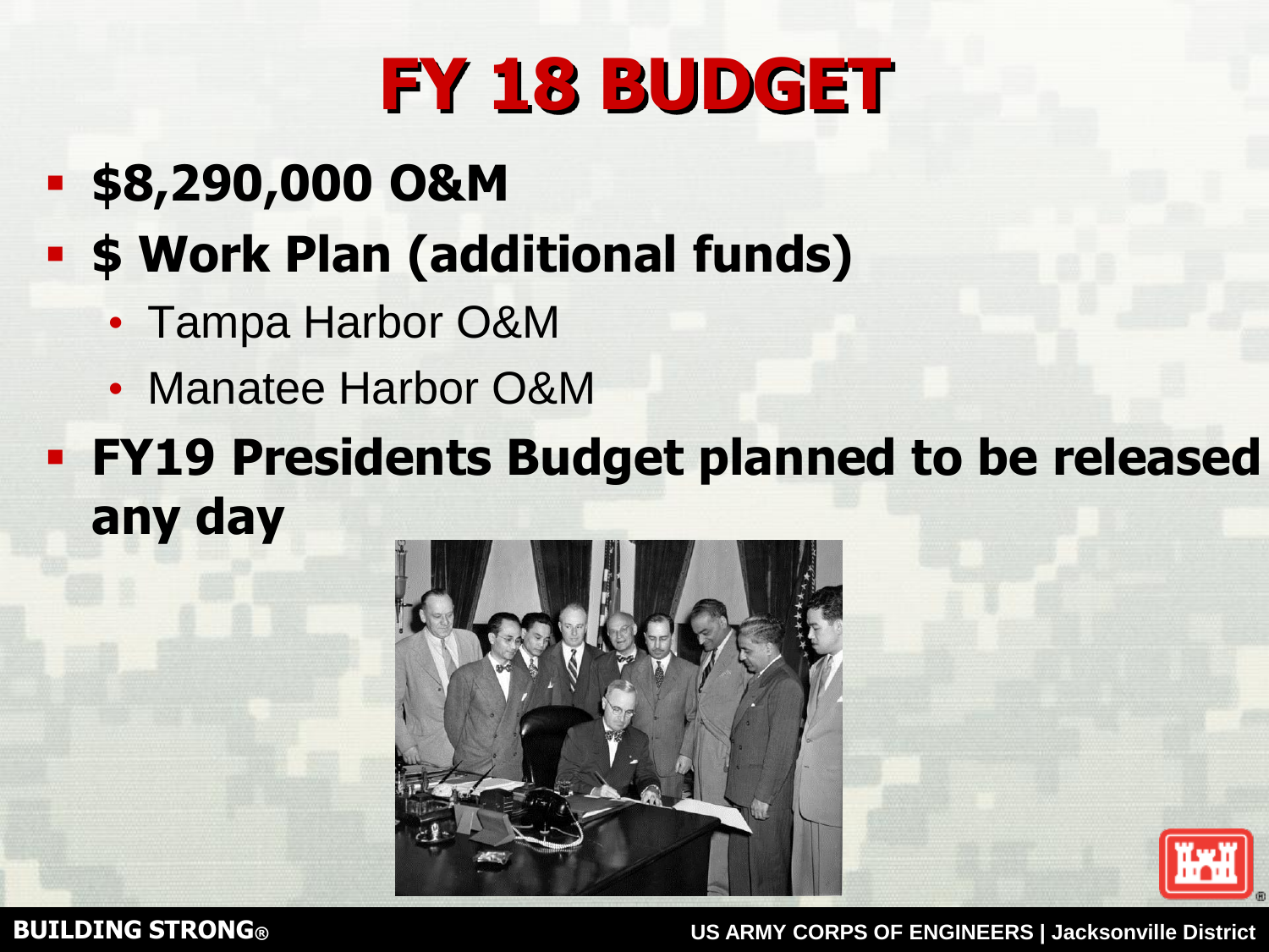# FY 18 BUDGET

- **$8,290,000 O&M**
- **$ Work Plan (additional funds)**
  - Tampa Harbor O&M
  - Manatee Harbor O&M
- **FY19 Presidents Budget planned to be released any day**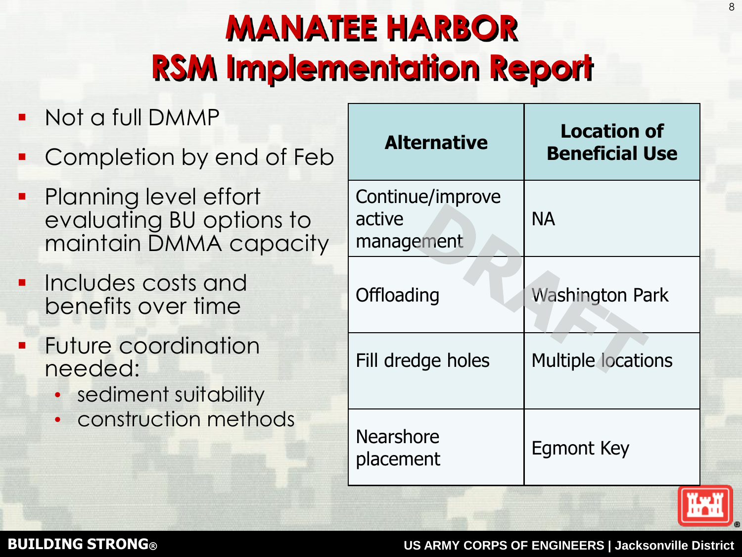# MANATEE HARBOR
# RSM Implementation Report

- Not a full DMMP
- Completion by end of Feb
- Planning level effort evaluating BU options to maintain DMMA capacity
- Includes costs and benefits over time
- Future coordination needed:
  - sediment suitability
  - construction methods

| Alternative | Location of Beneficial Use |
| --- | --- |
| Continue/improve active management | NA |
| Offloading | Washington Park |
| Fill dredge holes | Multiple locations |
| Nearshore placement | Egmont Key |

DRAFT

BUILDING STRONG®

US ARMY CORPS OF ENGINEERS | Jacksonville District